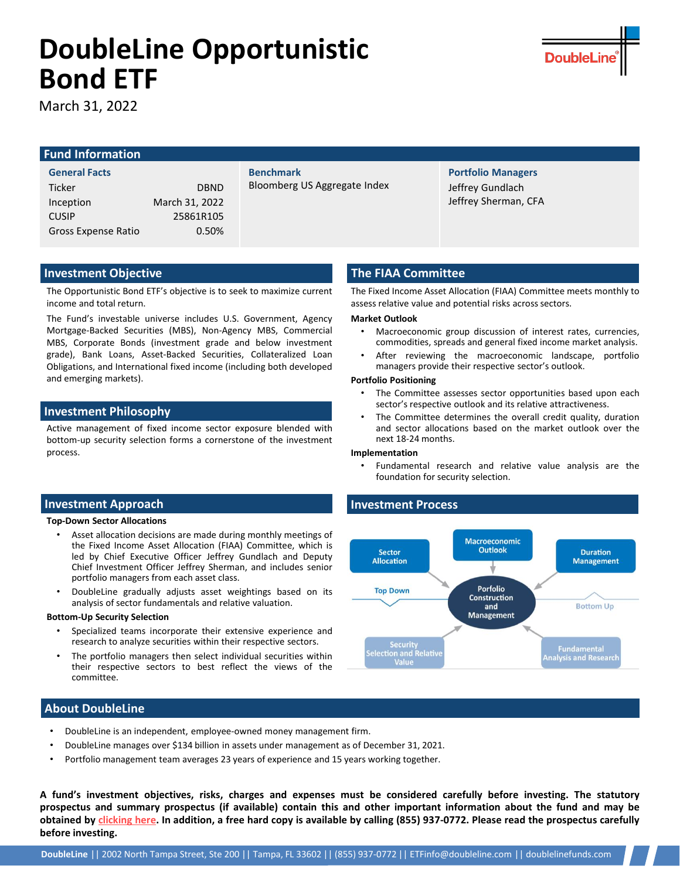# DoubleLine Opportunistic Bond ETF

March 31, 2022

## Fund Information

### General Facts

| | |
|---|---|
| Ticker | DBND |
| Inception | March 31, 2022 |
| CUSIP | 25861R105 |
| Gross Expense Ratio | 0.50% |

### Benchmark

Bloomberg US Aggregate Index

### Portfolio Managers

Jeffrey Gundlach
Jeffrey Sherman, CFA

## Investment Objective

The Opportunistic Bond ETF's objective is to seek to maximize current income and total return.

The Fund's investable universe includes U.S. Government, Agency Mortgage-Backed Securities (MBS), Non-Agency MBS, Commercial MBS, Corporate Bonds (investment grade and below investment grade), Bank Loans, Asset-Backed Securities, Collateralized Loan Obligations, and International fixed income (including both developed and emerging markets).

## Investment Philosophy

Active management of fixed income sector exposure blended with bottom-up security selection forms a cornerstone of the investment process.

## Investment Approach

**Top-Down Sector Allocations**

- Asset allocation decisions are made during monthly meetings of the Fixed Income Asset Allocation (FIAA) Committee, which is led by Chief Executive Officer Jeffrey Gundlach and Deputy Chief Investment Officer Jeffrey Sherman, and includes senior portfolio managers from each asset class.
- DoubleLine gradually adjusts asset weightings based on its analysis of sector fundamentals and relative valuation.

**Bottom-Up Security Selection**

- Specialized teams incorporate their extensive experience and research to analyze securities within their respective sectors.
- The portfolio managers then select individual securities within their respective sectors to best reflect the views of the committee.

## The FIAA Committee

The Fixed Income Asset Allocation (FIAA) Committee meets monthly to assess relative value and potential risks across sectors.

**Market Outlook**

- Macroeconomic group discussion of interest rates, currencies, commodities, spreads and general fixed income market analysis.
- After reviewing the macroeconomic landscape, portfolio managers provide their respective sector's outlook.

**Portfolio Positioning**

- The Committee assesses sector opportunities based upon each sector's respective outlook and its relative attractiveness.
- The Committee determines the overall credit quality, duration and sector allocations based on the market outlook over the next 18-24 months.

**Implementation**

- Fundamental research and relative value analysis are the foundation for security selection.

## Investment Process

Sector Allocation · Macroeconomic Outlook · Duration Management · Top Down · Porfolio Construction and Management · Bottom Up · Security Selection and Relative Value · Fundamental Analysis and Research

## About DoubleLine

- DoubleLine is an independent, employee-owned money management firm.
- DoubleLine manages over $134 billion in assets under management as of December 31, 2021.
- Portfolio management team averages 23 years of experience and 15 years working together.

**A fund's investment objectives, risks, charges and expenses must be considered carefully before investing. The statutory prospectus and summary prospectus (if available) contain this and other important information about the fund and may be obtained by clicking here. In addition, a free hard copy is available by calling (855) 937-0772. Please read the prospectus carefully before investing.**

**DoubleLine** || 2002 North Tampa Street, Ste 200 || Tampa, FL 33602 || (855) 937-0772 || ETFinfo@doubleline.com || doublelinefunds.com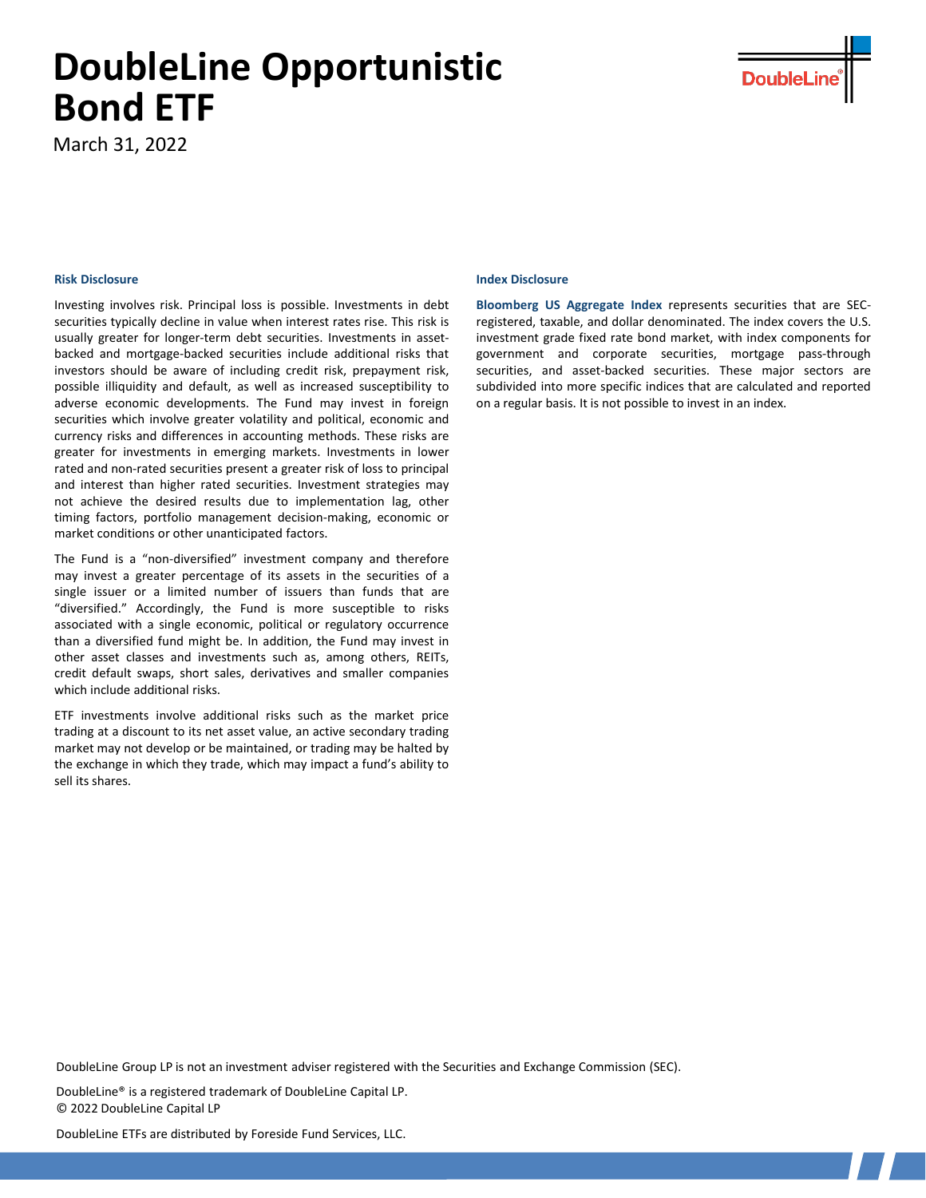# DoubleLine Opportunistic Bond ETF

March 31, 2022

### Risk Disclosure

Investing involves risk. Principal loss is possible. Investments in debt securities typically decline in value when interest rates rise. This risk is usually greater for longer-term debt securities. Investments in asset-backed and mortgage-backed securities include additional risks that investors should be aware of including credit risk, prepayment risk, possible illiquidity and default, as well as increased susceptibility to adverse economic developments. The Fund may invest in foreign securities which involve greater volatility and political, economic and currency risks and differences in accounting methods. These risks are greater for investments in emerging markets. Investments in lower rated and non-rated securities present a greater risk of loss to principal and interest than higher rated securities. Investment strategies may not achieve the desired results due to implementation lag, other timing factors, portfolio management decision-making, economic or market conditions or other unanticipated factors.

The Fund is a "non-diversified" investment company and therefore may invest a greater percentage of its assets in the securities of a single issuer or a limited number of issuers than funds that are "diversified." Accordingly, the Fund is more susceptible to risks associated with a single economic, political or regulatory occurrence than a diversified fund might be. In addition, the Fund may invest in other asset classes and investments such as, among others, REITs, credit default swaps, short sales, derivatives and smaller companies which include additional risks.

ETF investments involve additional risks such as the market price trading at a discount to its net asset value, an active secondary trading market may not develop or be maintained, or trading may be halted by the exchange in which they trade, which may impact a fund's ability to sell its shares.

### Index Disclosure

**Bloomberg US Aggregate Index** represents securities that are SEC-registered, taxable, and dollar denominated. The index covers the U.S. investment grade fixed rate bond market, with index components for government and corporate securities, mortgage pass-through securities, and asset-backed securities. These major sectors are subdivided into more specific indices that are calculated and reported on a regular basis. It is not possible to invest in an index.

DoubleLine Group LP is not an investment adviser registered with the Securities and Exchange Commission (SEC).

DoubleLine® is a registered trademark of DoubleLine Capital LP.
© 2022 DoubleLine Capital LP

DoubleLine ETFs are distributed by Foreside Fund Services, LLC.